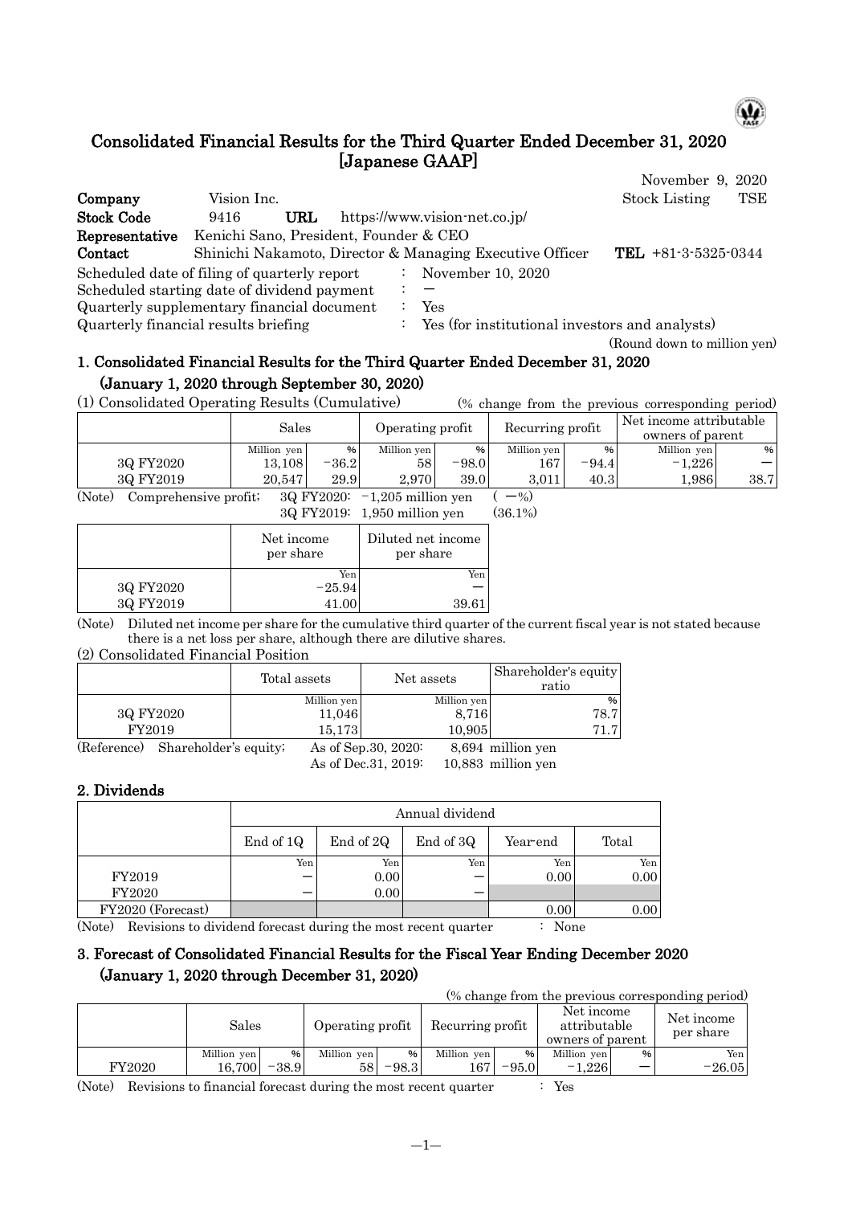# Consolidated Financial Results for the Third Quarter Ended December 31, 2020 [Japanese GAAP]

November 9, 2020

**Company** Vision Inc. Stock Listing TSE

**Stock Code** 9416 **URL** https://www.vision-net.co.jp/

**Representative** Kenichi Sano, President, Founder & CEO

**Contact** Shinichi Nakamoto, Director & Managing Executive Officer **TEL** +81-3-5325-0344

Scheduled date of filing of quarterly report : November 10, 2020

Scheduled starting date of dividend payment : ―

Quarterly supplementary financial document : Yes

Quarterly financial results briefing : Yes (for institutional investors and analysts)

(Round down to million yen)

## 1. Consolidated Financial Results for the Third Quarter Ended December 31, 2020 (January 1, 2020 through September 30, 2020)

(1) Consolidated Operating Results (Cumulative) (% change from the previous corresponding period)

| | Sales | | Operating profit | | Recurring profit | | Net income attributable owners of parent | |
|---|---|---|---|---|---|---|---|---|
| | Million yen | % | Million yen | % | Million yen | % | Million yen | % |
| 3Q FY2020 | 13,108 | −36.2 | 58 | −98.0 | 167 | −94.4 | −1,226 | ― |
| 3Q FY2019 | 20,547 | 29.9 | 2,970 | 39.0 | 3,011 | 40.3 | 1,986 | 38.7 |

(Note) Comprehensive profit; 3Q FY2020: −1,205 million yen ( ―%)
3Q FY2019: 1,950 million yen (36.1%)

| | Net income per share | Diluted net income per share |
|---|---|---|
| | Yen | Yen |
| 3Q FY2020 | −25.94 | ― |
| 3Q FY2019 | 41.00 | 39.61 |

(Note) Diluted net income per share for the cumulative third quarter of the current fiscal year is not stated because there is a net loss per share, although there are dilutive shares.

(2) Consolidated Financial Position

| | Total assets | Net assets | Shareholder's equity ratio |
|---|---|---|---|
| | Million yen | Million yen | % |
| 3Q FY2020 | 11,046 | 8,716 | 78.7 |
| FY2019 | 15,173 | 10,905 | 71.7 |

(Reference) Shareholder's equity; As of Sep.30, 2020: 8,694 million yen
As of Dec.31, 2019: 10,883 million yen

## 2. Dividends

| | Annual dividend | | | | |
|---|---|---|---|---|---|
| | End of 1Q | End of 2Q | End of 3Q | Year-end | Total |
| | Yen | Yen | Yen | Yen | Yen |
| FY2019 | ― | 0.00 | ― | 0.00 | 0.00 |
| FY2020 | ― | 0.00 | ― | | |
| FY2020 (Forecast) | | | | 0.00 | 0.00 |

(Note) Revisions to dividend forecast during the most recent quarter : None

## 3. Forecast of Consolidated Financial Results for the Fiscal Year Ending December 2020 (January 1, 2020 through December 31, 2020)

(% change from the previous corresponding period)

| | Sales | | Operating profit | | Recurring profit | | Net income attributable owners of parent | | Net income per share |
|---|---|---|---|---|---|---|---|---|---|
| | Million yen | % | Million yen | % | Million yen | % | Million yen | % | Yen |
| FY2020 | 16,700 | −38.9 | 58 | −98.3 | 167 | −95.0 | −1,226 | ― | −26.05 |

(Note) Revisions to financial forecast during the most recent quarter : Yes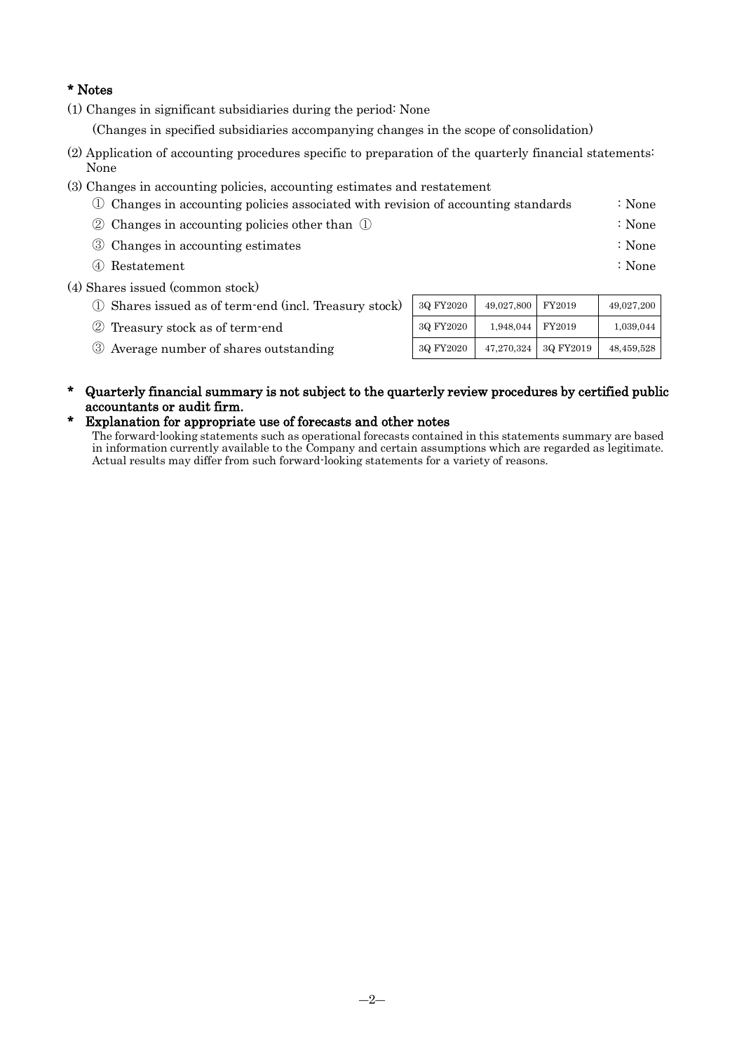## * Notes

(1) Changes in significant subsidiaries during the period: None

(Changes in specified subsidiaries accompanying changes in the scope of consolidation)

(2) Application of accounting procedures specific to preparation of the quarterly financial statements: None

(3) Changes in accounting policies, accounting estimates and restatement

① Changes in accounting policies associated with revision of accounting standards : None

② Changes in accounting policies other than ① : None

③ Changes in accounting estimates : None

④ Restatement : None

(4) Shares issued (common stock)

| | | | | |
|---|---|---|---|---|
| ① Shares issued as of term-end (incl. Treasury stock) | 3Q FY2020 | 49,027,800 | FY2019 | 49,027,200 |
| ② Treasury stock as of term-end | 3Q FY2020 | 1,948,044 | FY2019 | 1,039,044 |
| ③ Average number of shares outstanding | 3Q FY2020 | 47,270,324 | 3Q FY2019 | 48,459,528 |

**\* Quarterly financial summary is not subject to the quarterly review procedures by certified public accountants or audit firm.**

**\* Explanation for appropriate use of forecasts and other notes**

The forward-looking statements such as operational forecasts contained in this statements summary are based in information currently available to the Company and certain assumptions which are regarded as legitimate. Actual results may differ from such forward-looking statements for a variety of reasons.